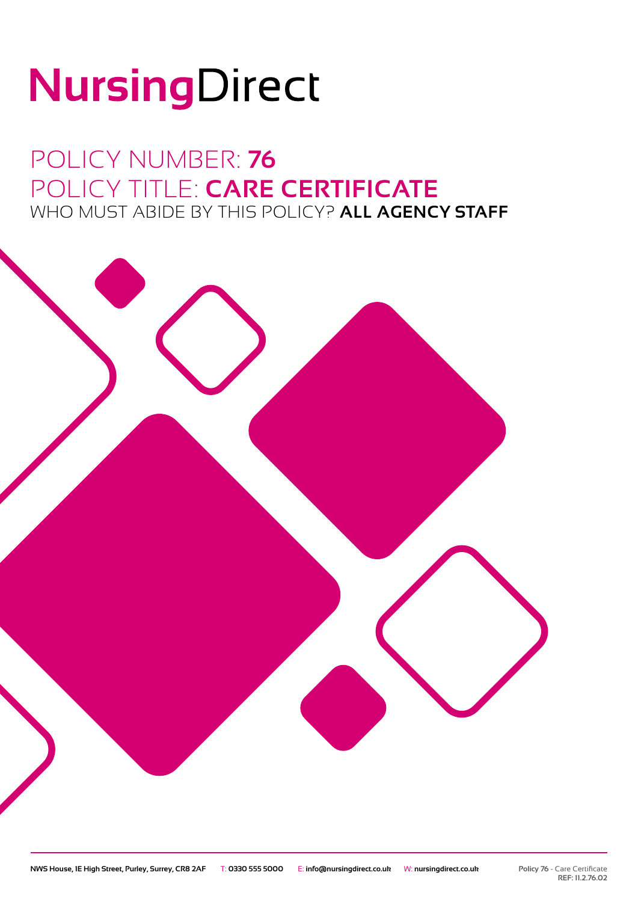# NursingDirect

## POLICY NUMBER: **76**
## POLICY TITLE: **CARE CERTIFICATE**
### WHO MUST ABIDE BY THIS POLICY? **ALL AGENCY STAFF**

NWS House, 1E High Street, Purley, Surrey, CR8 2AF T: 0330 555 5000 E: info@nursingdirect.co.uk W: nursingdirect.co.uk

Policy 76 - Care Certificate
REF: 11.2.76.02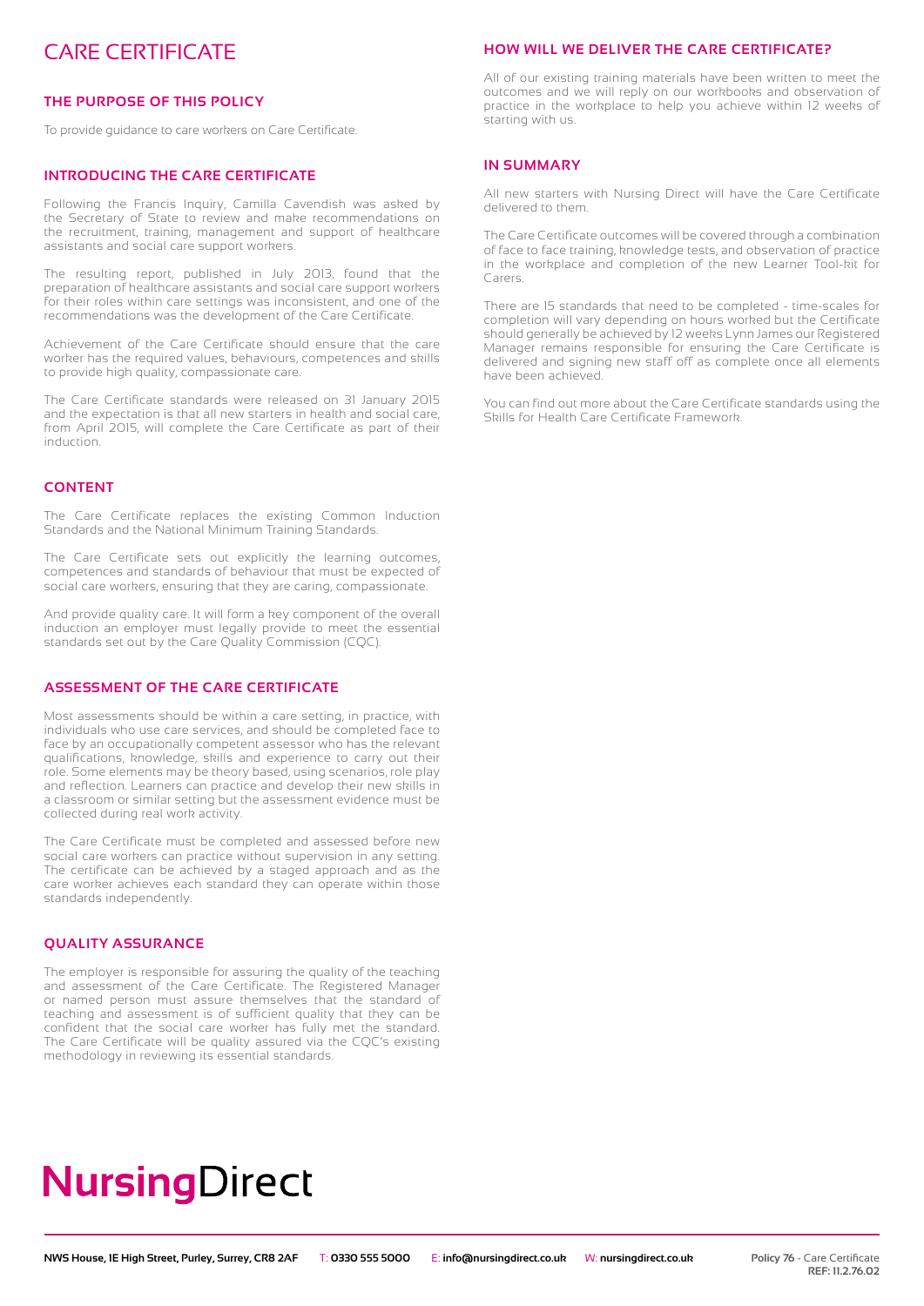# CARE CERTIFICATE

## THE PURPOSE OF THIS POLICY

To provide guidance to care workers on Care Certificate.

## INTRODUCING THE CARE CERTIFICATE

Following the Francis Inquiry, Camilla Cavendish was asked by the Secretary of State to review and make recommendations on the recruitment, training, management and support of healthcare assistants and social care support workers.

The resulting report, published in July 2013, found that the preparation of healthcare assistants and social care support workers for their roles within care settings was inconsistent, and one of the recommendations was the development of the Care Certificate.

Achievement of the Care Certificate should ensure that the care worker has the required values, behaviours, competences and skills to provide high quality, compassionate care.

The Care Certificate standards were released on 31 January 2015 and the expectation is that all new starters in health and social care, from April 2015, will complete the Care Certificate as part of their induction.

## CONTENT

The Care Certificate replaces the existing Common Induction Standards and the National Minimum Training Standards.

The Care Certificate sets out explicitly the learning outcomes, competences and standards of behaviour that must be expected of social care workers, ensuring that they are caring, compassionate.

And provide quality care. It will form a key component of the overall induction an employer must legally provide to meet the essential standards set out by the Care Quality Commission (CQC).

## ASSESSMENT OF THE CARE CERTIFICATE

Most assessments should be within a care setting, in practice, with individuals who use care services, and should be completed face to face by an occupationally competent assessor who has the relevant qualifications, knowledge, skills and experience to carry out their role. Some elements may be theory based, using scenarios, role play and reflection. Learners can practice and develop their new skills in a classroom or similar setting but the assessment evidence must be collected during real work activity.

The Care Certificate must be completed and assessed before new social care workers can practice without supervision in any setting. The certificate can be achieved by a staged approach and as the care worker achieves each standard they can operate within those standards independently.

## QUALITY ASSURANCE

The employer is responsible for assuring the quality of the teaching and assessment of the Care Certificate. The Registered Manager or named person must assure themselves that the standard of teaching and assessment is of sufficient quality that they can be confident that the social care worker has fully met the standard. The Care Certificate will be quality assured via the CQC's existing methodology in reviewing its essential standards.

## HOW WILL WE DELIVER THE CARE CERTIFICATE?

All of our existing training materials have been written to meet the outcomes and we will reply on our workbooks and observation of practice in the workplace to help you achieve within 12 weeks of starting with us.

## IN SUMMARY

All new starters with Nursing Direct will have the Care Certificate delivered to them.

The Care Certificate outcomes will be covered through a combination of face to face training, knowledge tests, and observation of practice in the workplace and completion of the new Learner Tool-kit for Carers.

There are 15 standards that need to be completed - time-scales for completion will vary depending on hours worked but the Certificate should generally be achieved by 12 weeks Lynn James our Registered Manager remains responsible for ensuring the Care Certificate is delivered and signing new staff off as complete once all elements have been achieved.

You can find out more about the Care Certificate standards using the Skills for Health Care Certificate Framework.

**Nursing**Direct

**NWS House, 1E High Street, Purley, Surrey, CR8 2AF** T: **0330 555 5000** E: **info@nursingdirect.co.uk** W: **nursingdirect.co.uk**

**Policy 76** - Care Certificate
**REF: 11.2.76.02**